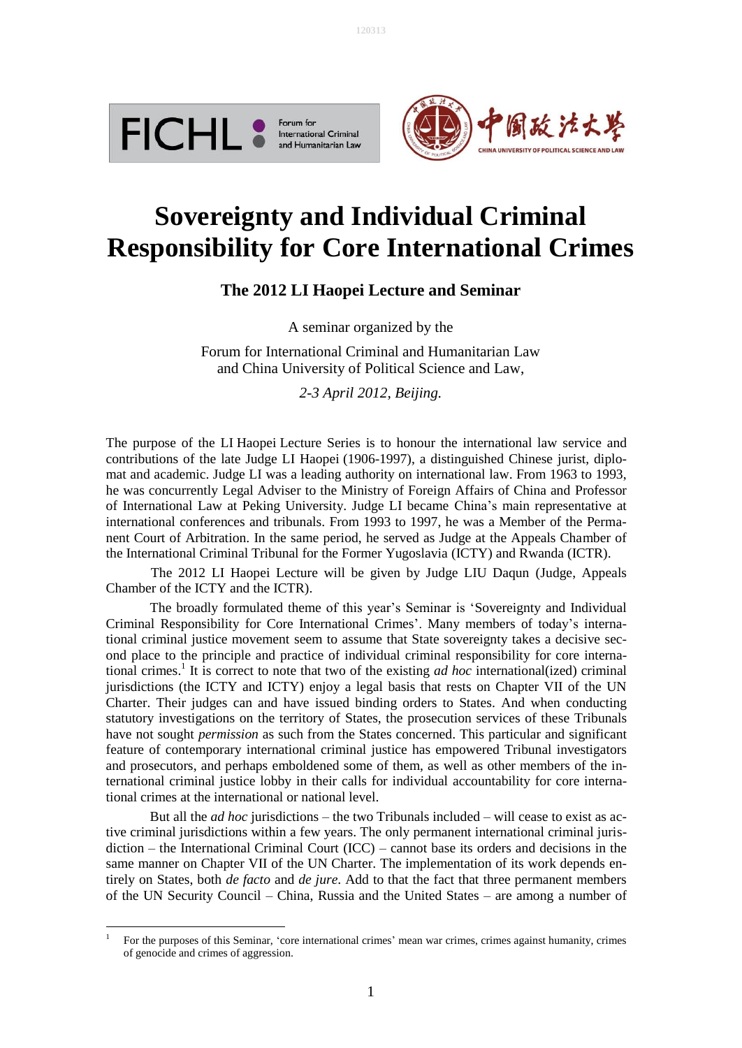# Sovereignty and Individual Criminal Responsibility for Core International Crimes

## The 2012 LI Haopei Lecture and Seminar

A seminar organized by the

Forum for International Criminal and Humanitarian Law and China University of Political Science and Law,

*2-3 April 2012, Beijing.*

The purpose of the LI Haopei Lecture Series is to honour the international law service and contributions of the late Judge LI Haopei (1906-1997), a distinguished Chinese jurist, diplomat and academic. Judge LI was a leading authority on international law. From 1963 to 1993, he was concurrently Legal Adviser to the Ministry of Foreign Affairs of China and Professor of International Law at Peking University. Judge LI became China's main representative at international conferences and tribunals. From 1993 to 1997, he was a Member of the Permanent Court of Arbitration. In the same period, he served as Judge at the Appeals Chamber of the International Criminal Tribunal for the Former Yugoslavia (ICTY) and Rwanda (ICTR).

The 2012 LI Haopei Lecture will be given by Judge LIU Daqun (Judge, Appeals Chamber of the ICTY and the ICTR).

The broadly formulated theme of this year's Seminar is 'Sovereignty and Individual Criminal Responsibility for Core International Crimes'. Many members of today's international criminal justice movement seem to assume that State sovereignty takes a decisive second place to the principle and practice of individual criminal responsibility for core international crimes.[1] It is correct to note that two of the existing *ad hoc* international(ized) criminal jurisdictions (the ICTY and ICTY) enjoy a legal basis that rests on Chapter VII of the UN Charter. Their judges can and have issued binding orders to States. And when conducting statutory investigations on the territory of States, the prosecution services of these Tribunals have not sought *permission* as such from the States concerned. This particular and significant feature of contemporary international criminal justice has empowered Tribunal investigators and prosecutors, and perhaps emboldened some of them, as well as other members of the international criminal justice lobby in their calls for individual accountability for core international crimes at the international or national level.

But all the *ad hoc* jurisdictions – the two Tribunals included – will cease to exist as active criminal jurisdictions within a few years. The only permanent international criminal jurisdiction – the International Criminal Court (ICC) – cannot base its orders and decisions in the same manner on Chapter VII of the UN Charter. The implementation of its work depends entirely on States, both *de facto* and *de jure*. Add to that the fact that three permanent members of the UN Security Council – China, Russia and the United States – are among a number of

---

[1] For the purposes of this Seminar, 'core international crimes' mean war crimes, crimes against humanity, crimes of genocide and crimes of aggression.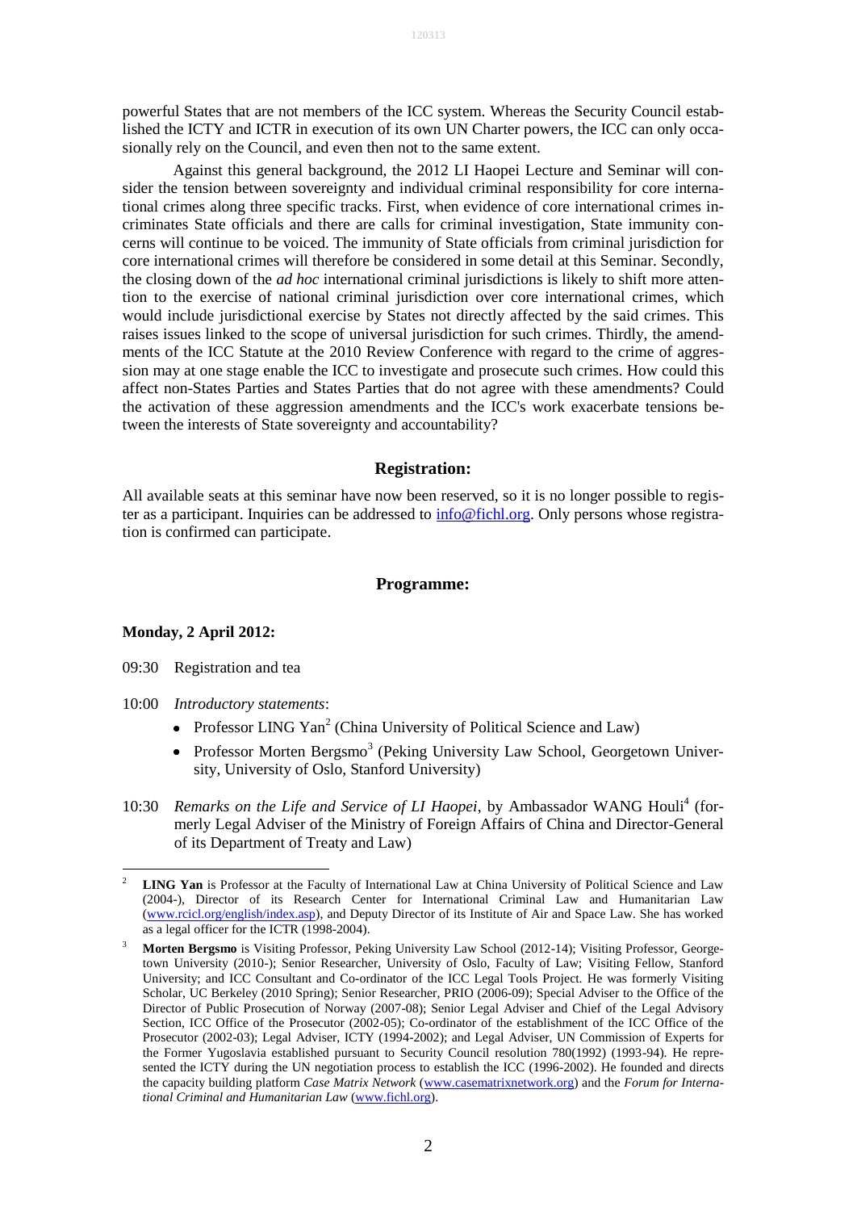powerful States that are not members of the ICC system. Whereas the Security Council established the ICTY and ICTR in execution of its own UN Charter powers, the ICC can only occasionally rely on the Council, and even then not to the same extent.

Against this general background, the 2012 LI Haopei Lecture and Seminar will consider the tension between sovereignty and individual criminal responsibility for core international crimes along three specific tracks. First, when evidence of core international crimes incriminates State officials and there are calls for criminal investigation, State immunity concerns will continue to be voiced. The immunity of State officials from criminal jurisdiction for core international crimes will therefore be considered in some detail at this Seminar. Secondly, the closing down of the *ad hoc* international criminal jurisdictions is likely to shift more attention to the exercise of national criminal jurisdiction over core international crimes, which would include jurisdictional exercise by States not directly affected by the said crimes. This raises issues linked to the scope of universal jurisdiction for such crimes. Thirdly, the amendments of the ICC Statute at the 2010 Review Conference with regard to the crime of aggression may at one stage enable the ICC to investigate and prosecute such crimes. How could this affect non-States Parties and States Parties that do not agree with these amendments? Could the activation of these aggression amendments and the ICC's work exacerbate tensions between the interests of State sovereignty and accountability?

## Registration:

All available seats at this seminar have now been reserved, so it is no longer possible to register as a participant. Inquiries can be addressed to info@fichl.org. Only persons whose registration is confirmed can participate.

## Programme:

**Monday, 2 April 2012:**

09:30 Registration and tea

10:00 *Introductory statements*:

- Professor LING Yan[2] (China University of Political Science and Law)
- Professor Morten Bergsmo[3] (Peking University Law School, Georgetown University, University of Oslo, Stanford University)

10:30 *Remarks on the Life and Service of LI Haopei*, by Ambassador WANG Houli[4] (formerly Legal Adviser of the Ministry of Foreign Affairs of China and Director-General of its Department of Treaty and Law)

---

[2] **LING Yan** is Professor at the Faculty of International Law at China University of Political Science and Law (2004-), Director of its Research Center for International Criminal Law and Humanitarian Law (www.rcicl.org/english/index.asp), and Deputy Director of its Institute of Air and Space Law. She has worked as a legal officer for the ICTR (1998-2004).

[3] **Morten Bergsmo** is Visiting Professor, Peking University Law School (2012-14); Visiting Professor, Georgetown University (2010-); Senior Researcher, University of Oslo, Faculty of Law; Visiting Fellow, Stanford University; and ICC Consultant and Co-ordinator of the ICC Legal Tools Project. He was formerly Visiting Scholar, UC Berkeley (2010 Spring); Senior Researcher, PRIO (2006-09); Special Adviser to the Office of the Director of Public Prosecution of Norway (2007-08); Senior Legal Adviser and Chief of the Legal Advisory Section, ICC Office of the Prosecutor (2002-05); Co-ordinator of the establishment of the ICC Office of the Prosecutor (2002-03); Legal Adviser, ICTY (1994-2002); and Legal Adviser, UN Commission of Experts for the Former Yugoslavia established pursuant to Security Council resolution 780(1992) (1993-94). He represented the ICTY during the UN negotiation process to establish the ICC (1996-2002). He founded and directs the capacity building platform *Case Matrix Network* (www.casematrixnetwork.org) and the *Forum for International Criminal and Humanitarian Law* (www.fichl.org).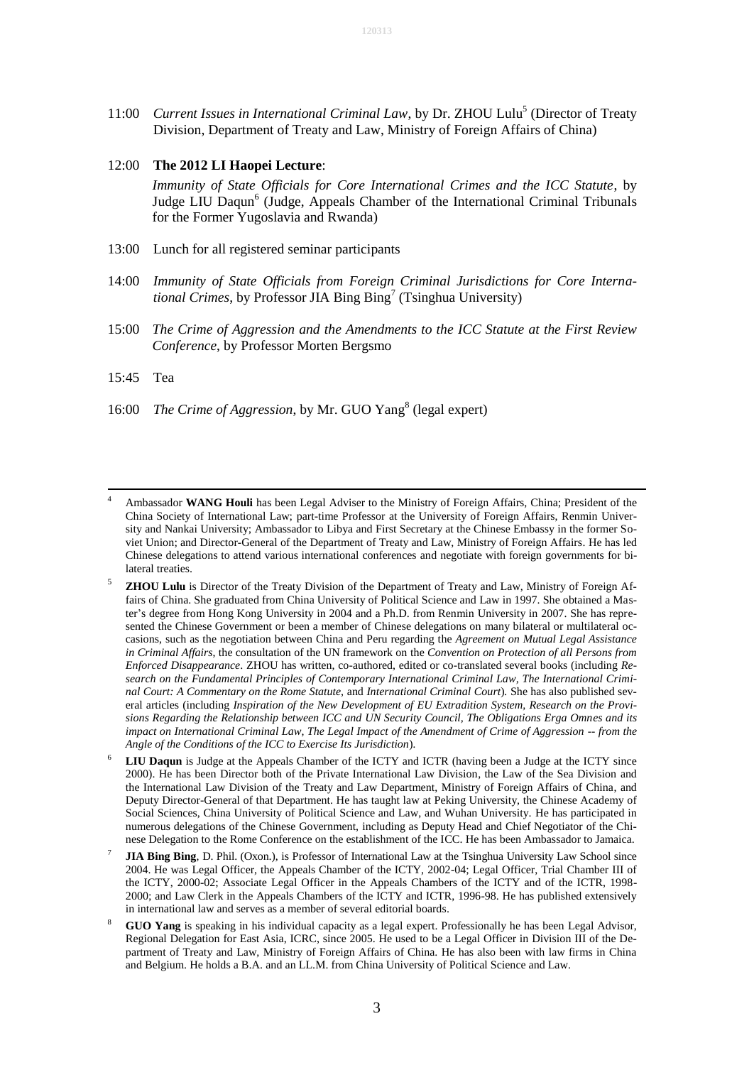11:00 *Current Issues in International Criminal Law*, by Dr. ZHOU Lulu[5] (Director of Treaty Division, Department of Treaty and Law, Ministry of Foreign Affairs of China)

12:00 **The 2012 LI Haopei Lecture**:

*Immunity of State Officials for Core International Crimes and the ICC Statute*, by Judge LIU Daqun[6] (Judge, Appeals Chamber of the International Criminal Tribunals for the Former Yugoslavia and Rwanda)

13:00 Lunch for all registered seminar participants

14:00 *Immunity of State Officials from Foreign Criminal Jurisdictions for Core International Crimes*, by Professor JIA Bing Bing[7] (Tsinghua University)

15:00 *The Crime of Aggression and the Amendments to the ICC Statute at the First Review Conference*, by Professor Morten Bergsmo

15:45 Tea

16:00 *The Crime of Aggression*, by Mr. GUO Yang[8] (legal expert)

---

[4] Ambassador **WANG Houli** has been Legal Adviser to the Ministry of Foreign Affairs, China; President of the China Society of International Law; part-time Professor at the University of Foreign Affairs, Renmin University and Nankai University; Ambassador to Libya and First Secretary at the Chinese Embassy in the former Soviet Union; and Director-General of the Department of Treaty and Law, Ministry of Foreign Affairs. He has led Chinese delegations to attend various international conferences and negotiate with foreign governments for bilateral treaties.

[5] **ZHOU Lulu** is Director of the Treaty Division of the Department of Treaty and Law, Ministry of Foreign Affairs of China. She graduated from China University of Political Science and Law in 1997. She obtained a Master's degree from Hong Kong University in 2004 and a Ph.D. from Renmin University in 2007. She has represented the Chinese Government or been a member of Chinese delegations on many bilateral or multilateral occasions, such as the negotiation between China and Peru regarding the *Agreement on Mutual Legal Assistance in Criminal Affairs*, the consultation of the UN framework on the *Convention on Protection of all Persons from Enforced Disappearance*. ZHOU has written, co-authored, edited or co-translated several books (including *Research on the Fundamental Principles of Contemporary International Criminal Law, The International Criminal Court: A Commentary on the Rome Statute,* and *International Criminal Court*). She has also published several articles (including *Inspiration of the New Development of EU Extradition System, Research on the Provisions Regarding the Relationship between ICC and UN Security Council, The Obligations Erga Omnes and its impact on International Criminal Law, The Legal Impact of the Amendment of Crime of Aggression -- from the Angle of the Conditions of the ICC to Exercise Its Jurisdiction*).

[6] **LIU Daqun** is Judge at the Appeals Chamber of the ICTY and ICTR (having been a Judge at the ICTY since 2000). He has been Director both of the Private International Law Division, the Law of the Sea Division and the International Law Division of the Treaty and Law Department, Ministry of Foreign Affairs of China, and Deputy Director-General of that Department. He has taught law at Peking University, the Chinese Academy of Social Sciences, China University of Political Science and Law, and Wuhan University. He has participated in numerous delegations of the Chinese Government, including as Deputy Head and Chief Negotiator of the Chinese Delegation to the Rome Conference on the establishment of the ICC. He has been Ambassador to Jamaica.

[7] **JIA Bing Bing**, D. Phil. (Oxon.), is Professor of International Law at the Tsinghua University Law School since 2004. He was Legal Officer, the Appeals Chamber of the ICTY, 2002-04; Legal Officer, Trial Chamber III of the ICTY, 2000-02; Associate Legal Officer in the Appeals Chambers of the ICTY and of the ICTR, 1998-2000; and Law Clerk in the Appeals Chambers of the ICTY and ICTR, 1996-98. He has published extensively in international law and serves as a member of several editorial boards.

[8] **GUO Yang** is speaking in his individual capacity as a legal expert. Professionally he has been Legal Advisor, Regional Delegation for East Asia, ICRC, since 2005. He used to be a Legal Officer in Division III of the Department of Treaty and Law, Ministry of Foreign Affairs of China. He has also been with law firms in China and Belgium. He holds a B.A. and an LL.M. from China University of Political Science and Law.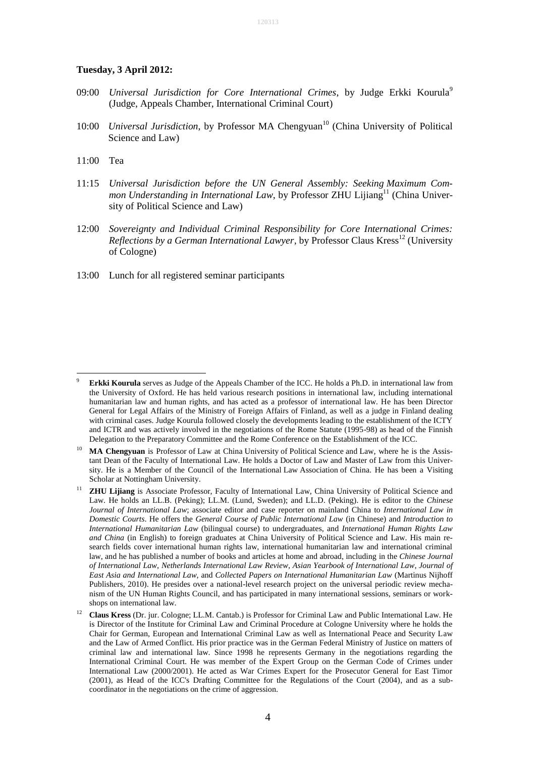**Tuesday, 3 April 2012:**

09:00 *Universal Jurisdiction for Core International Crimes*, by Judge Erkki Kourula[9] (Judge, Appeals Chamber, International Criminal Court)

10:00 *Universal Jurisdiction*, by Professor MA Chengyuan[10] (China University of Political Science and Law)

11:00 Tea

11:15 *Universal Jurisdiction before the UN General Assembly: Seeking Maximum Common Understanding in International Law*, by Professor ZHU Lijiang[11] (China University of Political Science and Law)

12:00 *Sovereignty and Individual Criminal Responsibility for Core International Crimes: Reflections by a German International Lawyer*, by Professor Claus Kress[12] (University of Cologne)

13:00 Lunch for all registered seminar participants

---

[9] **Erkki Kourula** serves as Judge of the Appeals Chamber of the ICC. He holds a Ph.D. in international law from the University of Oxford. He has held various research positions in international law, including international humanitarian law and human rights, and has acted as a professor of international law. He has been Director General for Legal Affairs of the Ministry of Foreign Affairs of Finland, as well as a judge in Finland dealing with criminal cases. Judge Kourula followed closely the developments leading to the establishment of the ICTY and ICTR and was actively involved in the negotiations of the Rome Statute (1995-98) as head of the Finnish Delegation to the Preparatory Committee and the Rome Conference on the Establishment of the ICC.

[10] **MA Chengyuan** is Professor of Law at China University of Political Science and Law, where he is the Assistant Dean of the Faculty of International Law. He holds a Doctor of Law and Master of Law from this University. He is a Member of the Council of the International Law Association of China. He has been a Visiting Scholar at Nottingham University.

[11] **ZHU Lijiang** is Associate Professor, Faculty of International Law, China University of Political Science and Law. He holds an LL.B. (Peking); LL.M. (Lund, Sweden); and LL.D. (Peking). He is editor to the *Chinese Journal of International Law*; associate editor and case reporter on mainland China to *International Law in Domestic Courts*. He offers the *General Course of Public International Law* (in Chinese) and *Introduction to International Humanitarian Law* (bilingual course) to undergraduates, and *International Human Rights Law and China* (in English) to foreign graduates at China University of Political Science and Law. His main research fields cover international human rights law, international humanitarian law and international criminal law, and he has published a number of books and articles at home and abroad, including in the *Chinese Journal of International Law*, *Netherlands International Law Review*, *Asian Yearbook of International Law*, *Journal of East Asia and International Law*, and *Collected Papers on International Humanitarian Law* (Martinus Nijhoff Publishers, 2010). He presides over a national-level research project on the universal periodic review mechanism of the UN Human Rights Council, and has participated in many international sessions, seminars or workshops on international law.

[12] **Claus Kress** (Dr. jur. Cologne; LL.M. Cantab.) is Professor for Criminal Law and Public International Law. He is Director of the Institute for Criminal Law and Criminal Procedure at Cologne University where he holds the Chair for German, European and International Criminal Law as well as International Peace and Security Law and the Law of Armed Conflict. His prior practice was in the German Federal Ministry of Justice on matters of criminal law and international law. Since 1998 he represents Germany in the negotiations regarding the International Criminal Court. He was member of the Expert Group on the German Code of Crimes under International Law (2000/2001). He acted as War Crimes Expert for the Prosecutor General for East Timor (2001), as Head of the ICC's Drafting Committee for the Regulations of the Court (2004), and as a sub-coordinator in the negotiations on the crime of aggression.